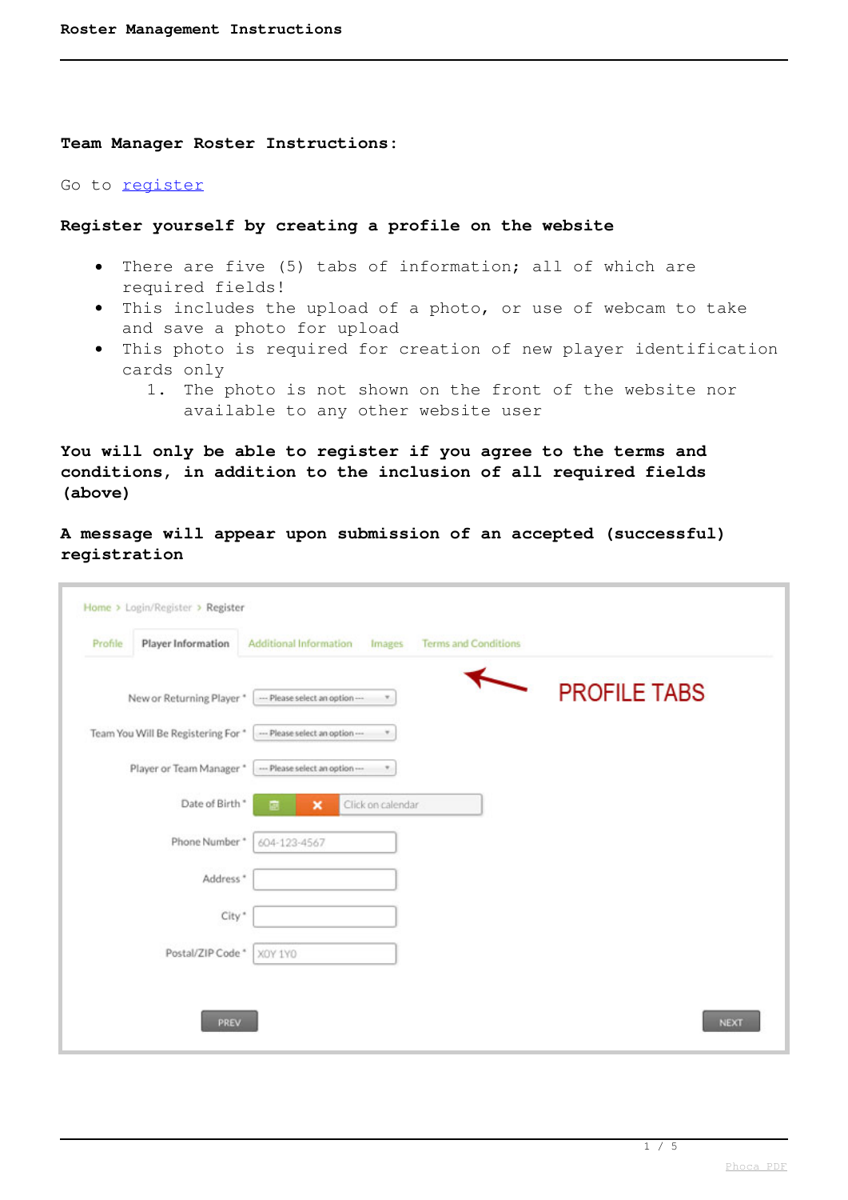**Team Manager Roster Instructions:**

Go to register

**Register yourself by creating a profile on the website**

- There are five (5) tabs of information; all of which are required fields!
- This includes the upload of a photo, or use of webcam to take and save a photo for upload
- This photo is required for creation of new player identification cards only
    1. The photo is not shown on the front of the website nor available to any other website user

**You will only be able to register if you agree to the terms and conditions, in addition to the inclusion of all required fields (above)**

**A message will appear upon submission of an accepted (successful) registration**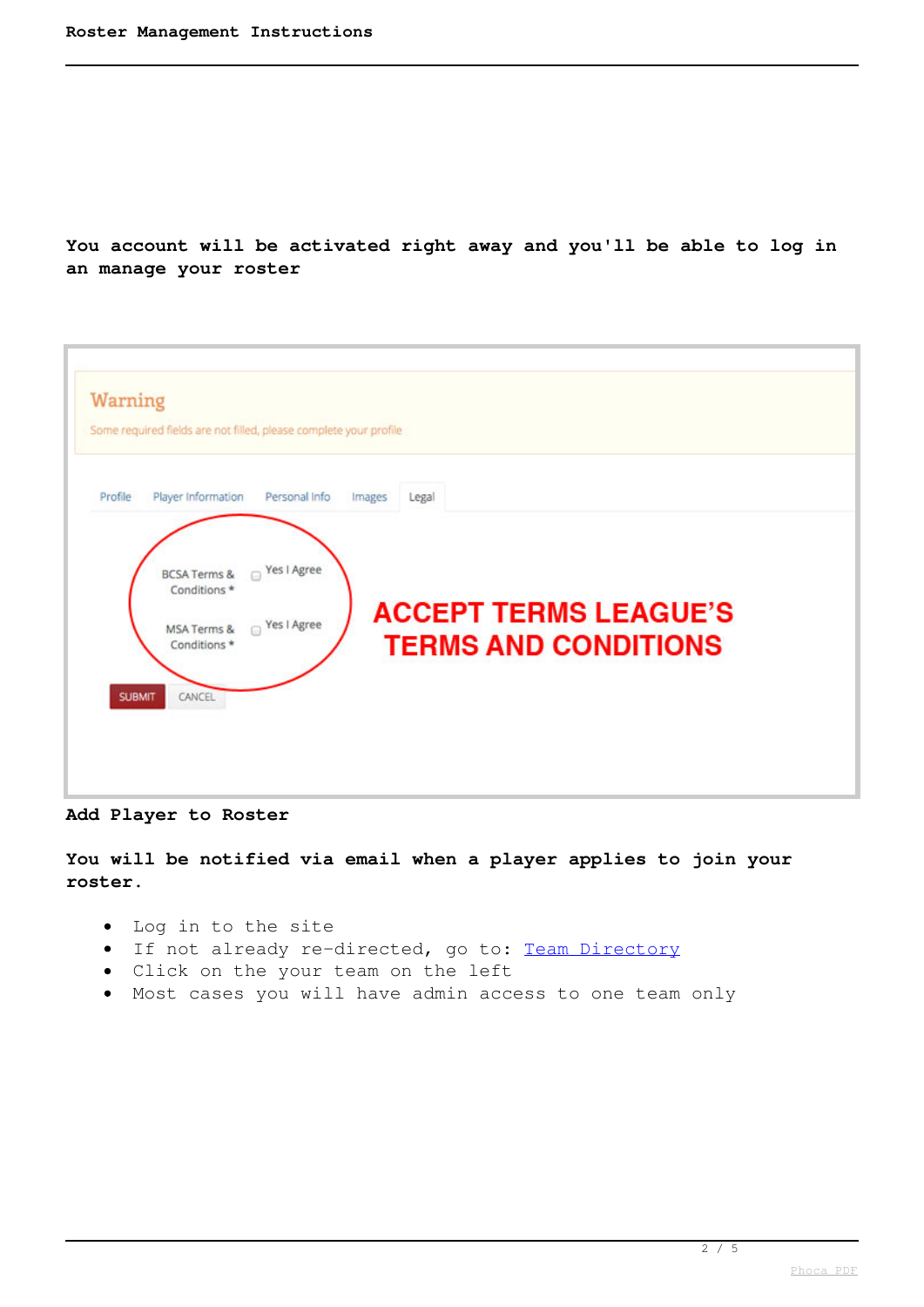**You account will be activated right away and you'll be able to log in an manage your roster**

Warning

Some required fields are not filled, please complete your profile

Profile | Player Information | Personal Info | Images | Legal

BCSA Terms & Conditions * Yes I Agree

MSA Terms & Conditions * Yes I Agree

SUBMIT CANCEL

ACCEPT TERMS LEAGUE'S TERMS AND CONDITIONS

**Add Player to Roster**

**You will be notified via email when a player applies to join your roster.**

- Log in to the site
- If not already re-directed, go to: Team Directory
- Click on the your team on the left
- Most cases you will have admin access to one team only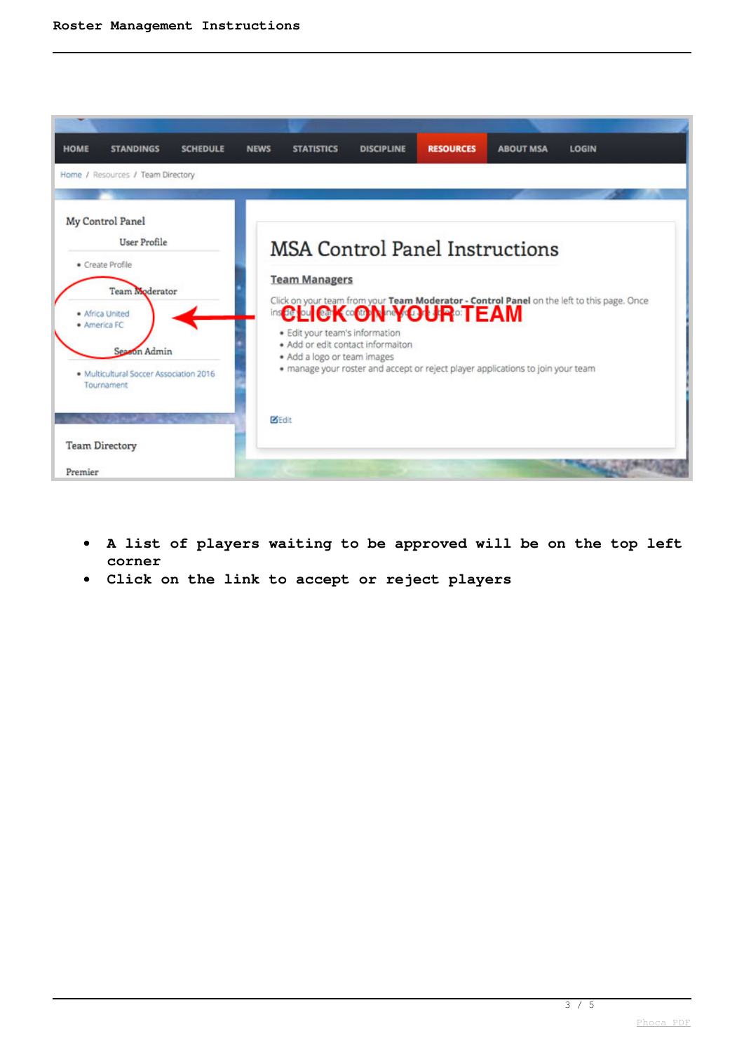- A list of players waiting to be approved will be on the top left corner
- Click on the link to accept or reject players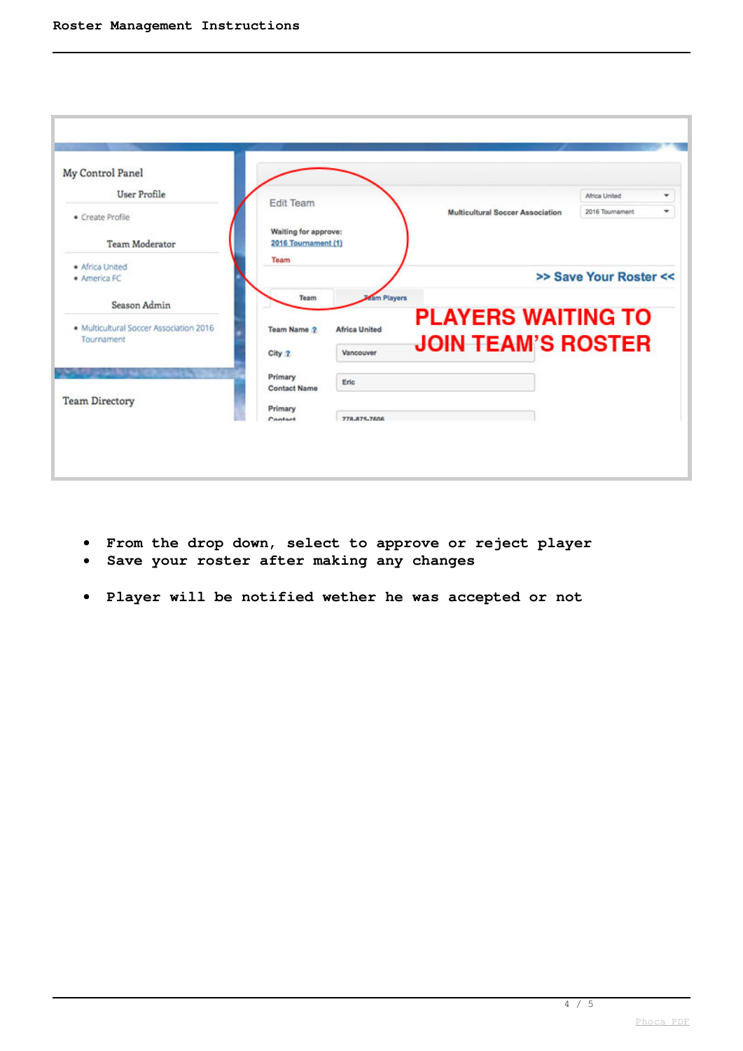My Control Panel

User Profile

- Create Profile

Team Moderator

- Africa United
- America FC

Season Admin

- Multicultural Soccer Association 2016 Tournament

Team Directory

Edit Team

Waiting for approve:
2016 Tournament (1)

Team

Multicultural Soccer Association

Africa United

2016 Tournament

>> Save Your Roster <<

Team | Team Players

PLAYERS WAITING TO JOIN TEAM'S ROSTER

Team Name: Africa United

City: Vancouver

Primary Contact Name: Eric

Primary Contact: 778-875-7606

- **From the drop down, select to approve or reject player**
- **Save your roster after making any changes**

- **Player will be notified wether he was accepted or not**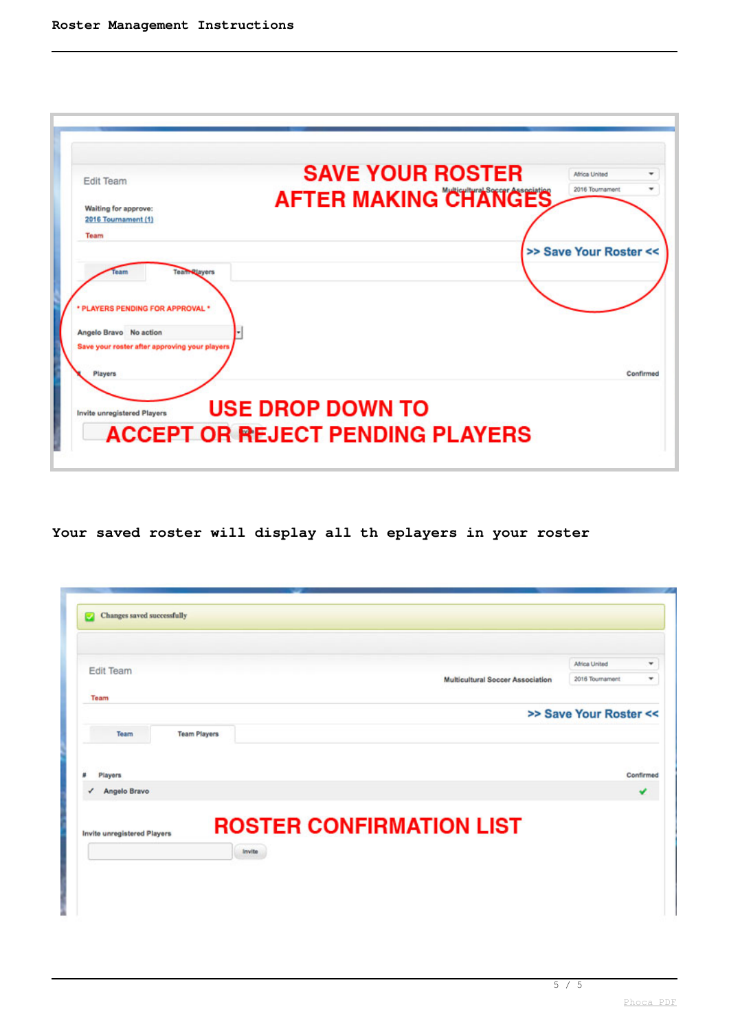SAVE YOUR ROSTER AFTER MAKING CHANGES

Edit Team

Waiting for approve:
2016 Tournament (1)

Team

Africa United
2016 Tournament
Multicultural Soccer Association

>> Save Your Roster <<

Team | Team Players

* PLAYERS PENDING FOR APPROVAL *

Angelo Bravo No action

Save your roster after approving your players

Players | Confirmed

Invite unregistered Players

USE DROP DOWN TO ACCEPT OR REJECT PENDING PLAYERS

Your saved roster will display all th eplayers in your roster

Changes saved successfully

Edit Team

Team

Africa United
2016 Tournament
Multicultural Soccer Association

>> Save Your Roster <<

Team | Team Players

# Players | Confirmed

✓ Angelo Bravo ✓

Invite unregistered Players

Invite

ROSTER CONFIRMATION LIST